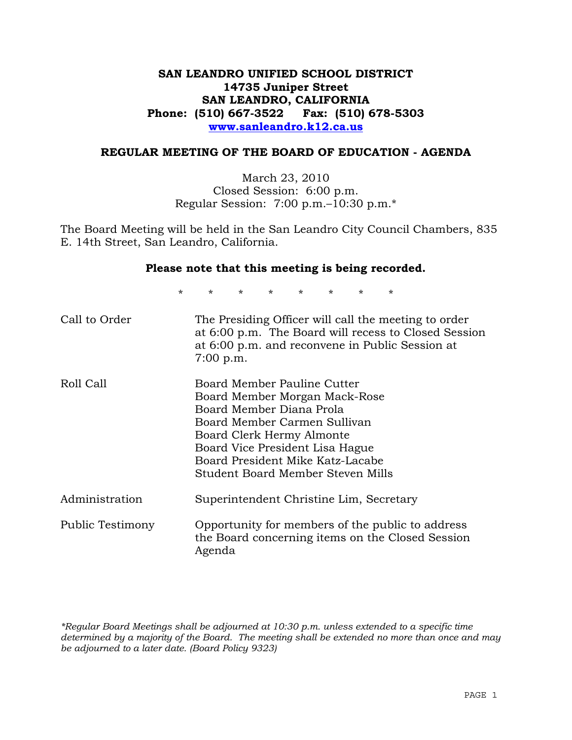# SAN LEANDRO UNIFIED SCHOOL DISTRICT
**14735 Juniper Street**
**SAN LEANDRO, CALIFORNIA**
**Phone: (510) 667-3522 Fax: (510) 678-5303**
**www.sanleandro.k12.ca.us**

## REGULAR MEETING OF THE BOARD OF EDUCATION - AGENDA

March 23, 2010
Closed Session: 6:00 p.m.
Regular Session: 7:00 p.m.–10:30 p.m.*

The Board Meeting will be held in the San Leandro City Council Chambers, 835 E. 14th Street, San Leandro, California.

**Please note that this meeting is being recorded.**

\* \* \* \* \* \* \* \*

| | |
|---|---|
| Call to Order | The Presiding Officer will call the meeting to order at 6:00 p.m. The Board will recess to Closed Session at 6:00 p.m. and reconvene in Public Session at 7:00 p.m. |
| Roll Call | Board Member Pauline Cutter<br>Board Member Morgan Mack-Rose<br>Board Member Diana Prola<br>Board Member Carmen Sullivan<br>Board Clerk Hermy Almonte<br>Board Vice President Lisa Hague<br>Board President Mike Katz-Lacabe<br>Student Board Member Steven Mills |
| Administration | Superintendent Christine Lim, Secretary |
| Public Testimony | Opportunity for members of the public to address the Board concerning items on the Closed Session Agenda |

*\*Regular Board Meetings shall be adjourned at 10:30 p.m. unless extended to a specific time determined by a majority of the Board. The meeting shall be extended no more than once and may be adjourned to a later date. (Board Policy 9323)*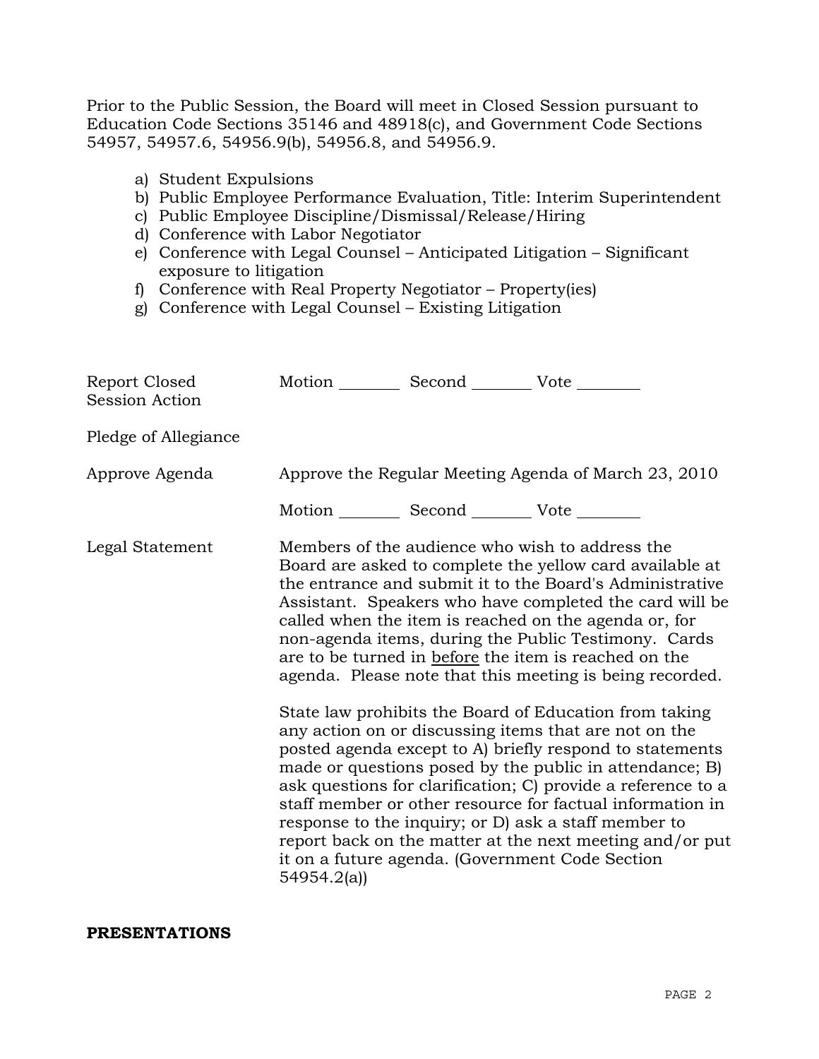Prior to the Public Session, the Board will meet in Closed Session pursuant to Education Code Sections 35146 and 48918(c), and Government Code Sections 54957, 54957.6, 54956.9(b), 54956.8, and 54956.9.

a) Student Expulsions
b) Public Employee Performance Evaluation, Title: Interim Superintendent
c) Public Employee Discipline/Dismissal/Release/Hiring
d) Conference with Labor Negotiator
e) Conference with Legal Counsel – Anticipated Litigation – Significant exposure to litigation
f) Conference with Real Property Negotiator – Property(ies)
g) Conference with Legal Counsel – Existing Litigation

Report Closed Session Action — Motion ________ Second ________ Vote ________

Pledge of Allegiance

Approve Agenda — Approve the Regular Meeting Agenda of March 23, 2010

Motion ________ Second ________ Vote ________

Legal Statement — Members of the audience who wish to address the Board are asked to complete the yellow card available at the entrance and submit it to the Board's Administrative Assistant. Speakers who have completed the card will be called when the item is reached on the agenda or, for non-agenda items, during the Public Testimony. Cards are to be turned in before the item is reached on the agenda. Please note that this meeting is being recorded.

State law prohibits the Board of Education from taking any action on or discussing items that are not on the posted agenda except to A) briefly respond to statements made or questions posed by the public in attendance; B) ask questions for clarification; C) provide a reference to a staff member or other resource for factual information in response to the inquiry; or D) ask a staff member to report back on the matter at the next meeting and/or put it on a future agenda. (Government Code Section 54954.2(a))

**PRESENTATIONS**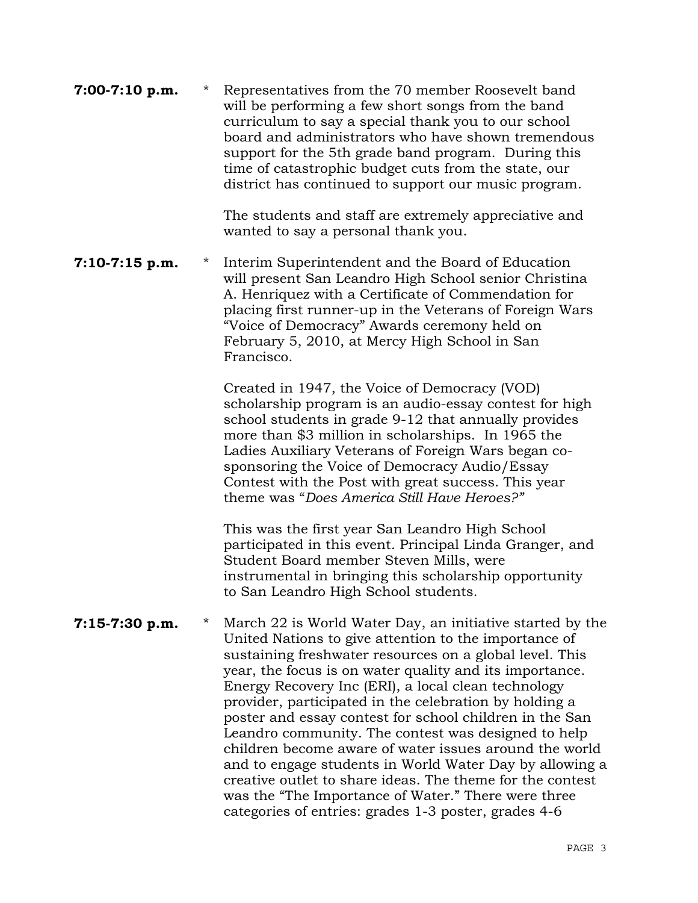**7:00-7:10 p.m.** * Representatives from the 70 member Roosevelt band will be performing a few short songs from the band curriculum to say a special thank you to our school board and administrators who have shown tremendous support for the 5th grade band program. During this time of catastrophic budget cuts from the state, our district has continued to support our music program.

The students and staff are extremely appreciative and wanted to say a personal thank you.

**7:10-7:15 p.m.** * Interim Superintendent and the Board of Education will present San Leandro High School senior Christina A. Henriquez with a Certificate of Commendation for placing first runner-up in the Veterans of Foreign Wars "Voice of Democracy" Awards ceremony held on February 5, 2010, at Mercy High School in San Francisco.

Created in 1947, the Voice of Democracy (VOD) scholarship program is an audio-essay contest for high school students in grade 9-12 that annually provides more than $3 million in scholarships. In 1965 the Ladies Auxiliary Veterans of Foreign Wars began co-sponsoring the Voice of Democracy Audio/Essay Contest with the Post with great success. This year theme was "*Does America Still Have Heroes?"*

This was the first year San Leandro High School participated in this event. Principal Linda Granger, and Student Board member Steven Mills, were instrumental in bringing this scholarship opportunity to San Leandro High School students.

**7:15-7:30 p.m.** * March 22 is World Water Day, an initiative started by the United Nations to give attention to the importance of sustaining freshwater resources on a global level. This year, the focus is on water quality and its importance. Energy Recovery Inc (ERI), a local clean technology provider, participated in the celebration by holding a poster and essay contest for school children in the San Leandro community. The contest was designed to help children become aware of water issues around the world and to engage students in World Water Day by allowing a creative outlet to share ideas. The theme for the contest was the "The Importance of Water." There were three categories of entries: grades 1-3 poster, grades 4-6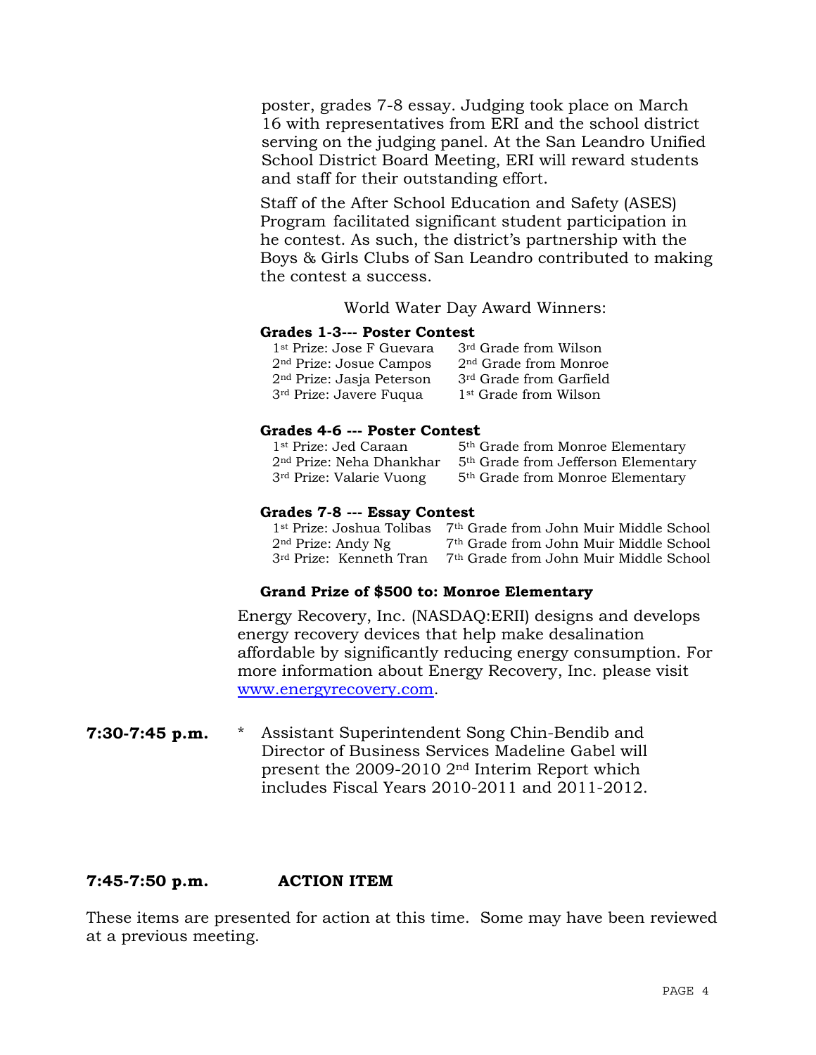poster, grades 7-8 essay. Judging took place on March 16 with representatives from ERI and the school district serving on the judging panel. At the San Leandro Unified School District Board Meeting, ERI will reward students and staff for their outstanding effort.

Staff of the After School Education and Safety (ASES) Program facilitated significant student participation in he contest. As such, the district's partnership with the Boys & Girls Clubs of San Leandro contributed to making the contest a success.

World Water Day Award Winners:

**Grades 1-3--- Poster Contest**

| | |
|---|---|
| 1st Prize: Jose F Guevara | 3rd Grade from Wilson |
| 2nd Prize: Josue Campos | 2nd Grade from Monroe |
| 2nd Prize: Jasja Peterson | 3rd Grade from Garfield |
| 3rd Prize: Javere Fuqua | 1st Grade from Wilson |

**Grades 4-6 --- Poster Contest**

| | |
|---|---|
| 1st Prize: Jed Caraan | 5th Grade from Monroe Elementary |
| 2nd Prize: Neha Dhankhar | 5th Grade from Jefferson Elementary |
| 3rd Prize: Valarie Vuong | 5th Grade from Monroe Elementary |

**Grades 7-8 --- Essay Contest**

| | |
|---|---|
| 1st Prize: Joshua Tolibas | 7th Grade from John Muir Middle School |
| 2nd Prize: Andy Ng | 7th Grade from John Muir Middle School |
| 3rd Prize: Kenneth Tran | 7th Grade from John Muir Middle School |

**Grand Prize of $500 to: Monroe Elementary**

Energy Recovery, Inc. (NASDAQ:ERII) designs and develops energy recovery devices that help make desalination affordable by significantly reducing energy consumption. For more information about Energy Recovery, Inc. please visit www.energyrecovery.com.

**7:30-7:45 p.m.** * Assistant Superintendent Song Chin-Bendib and Director of Business Services Madeline Gabel will present the 2009-2010 2nd Interim Report which includes Fiscal Years 2010-2011 and 2011-2012.

**7:45-7:50 p.m. ACTION ITEM**

These items are presented for action at this time. Some may have been reviewed at a previous meeting.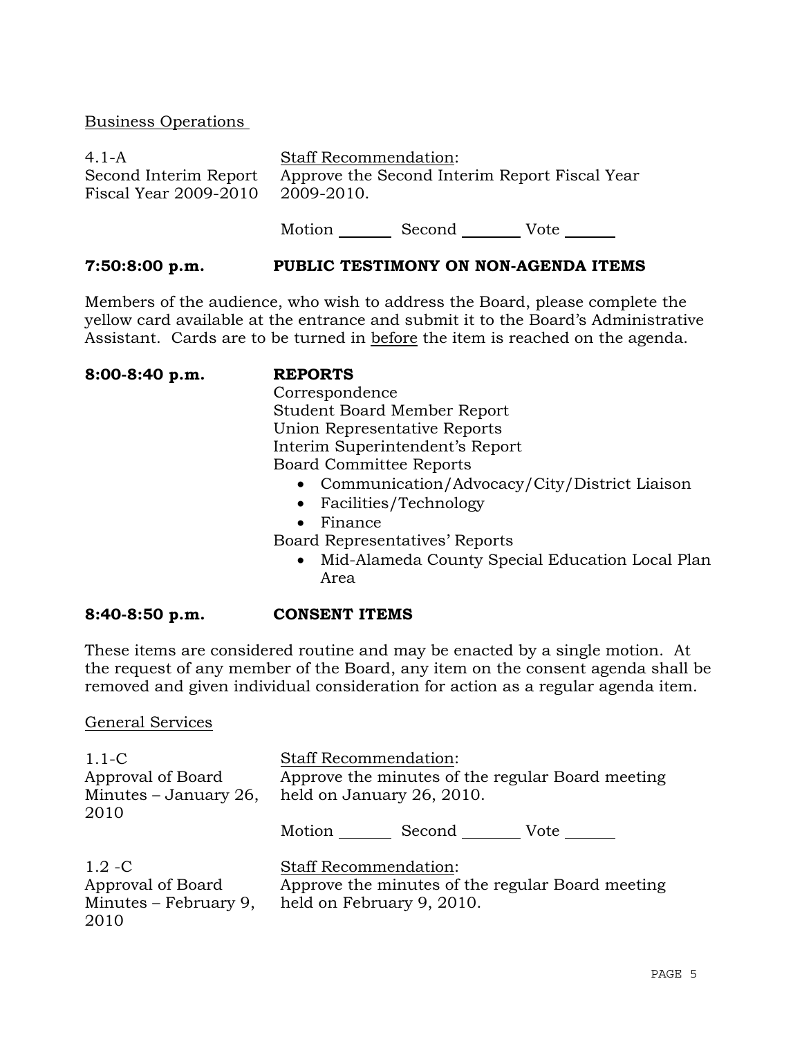Business Operations

| | |
|---|---|
| 4.1-A<br>Second Interim Report Fiscal Year 2009-2010 | Staff Recommendation:<br>Approve the Second Interim Report Fiscal Year 2009-2010.<br><br>Motion _______ Second _______ Vote _______ |

**7:50:8:00 p.m. PUBLIC TESTIMONY ON NON-AGENDA ITEMS**

Members of the audience, who wish to address the Board, please complete the yellow card available at the entrance and submit it to the Board's Administrative Assistant. Cards are to be turned in before the item is reached on the agenda.

**8:00-8:40 p.m. REPORTS**

Correspondence
Student Board Member Report
Union Representative Reports
Interim Superintendent's Report
Board Committee Reports

- Communication/Advocacy/City/District Liaison
- Facilities/Technology
- Finance

Board Representatives' Reports

- Mid-Alameda County Special Education Local Plan Area

**8:40-8:50 p.m. CONSENT ITEMS**

These items are considered routine and may be enacted by a single motion. At the request of any member of the Board, any item on the consent agenda shall be removed and given individual consideration for action as a regular agenda item.

General Services

| | |
|---|---|
| 1.1-C<br>Approval of Board Minutes – January 26, 2010 | Staff Recommendation:<br>Approve the minutes of the regular Board meeting held on January 26, 2010.<br><br>Motion _______ Second _______ Vote _______ |
| 1.2 -C<br>Approval of Board Minutes – February 9, 2010 | Staff Recommendation:<br>Approve the minutes of the regular Board meeting held on February 9, 2010. |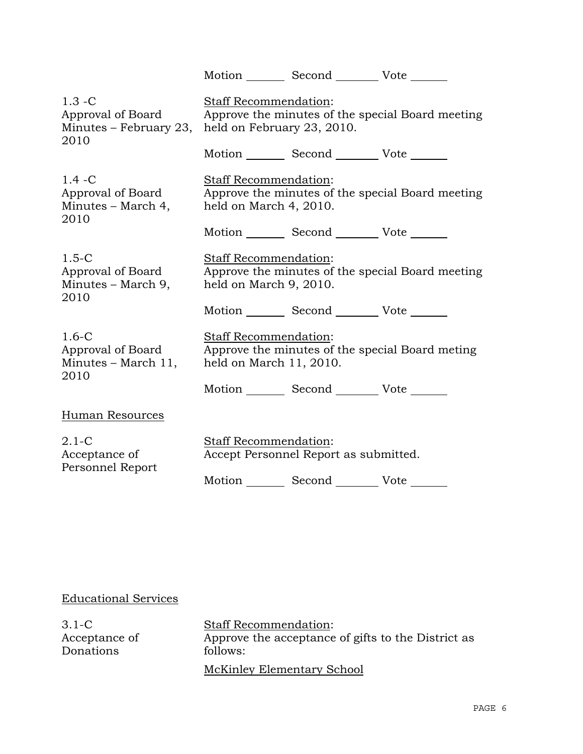Motion _______ Second _______ Vote _______

1.3 -C
Approval of Board Minutes – February 23, 2010

Staff Recommendation:
Approve the minutes of the special Board meeting held on February 23, 2010.

Motion _______ Second _______ Vote _______

1.4 -C
Approval of Board Minutes – March 4, 2010

Staff Recommendation:
Approve the minutes of the special Board meeting held on March 4, 2010.

Motion _______ Second _______ Vote _______

1.5-C
Approval of Board Minutes – March 9, 2010

Staff Recommendation:
Approve the minutes of the special Board meeting held on March 9, 2010.

Motion _______ Second _______ Vote _______

1.6-C
Approval of Board Minutes – March 11, 2010

Staff Recommendation:
Approve the minutes of the special Board meting held on March 11, 2010.

Motion _______ Second _______ Vote _______

Human Resources

2.1-C
Acceptance of Personnel Report

Staff Recommendation:
Accept Personnel Report as submitted.

Motion _______ Second _______ Vote _______

Educational Services

3.1-C
Acceptance of Donations

Staff Recommendation:
Approve the acceptance of gifts to the District as follows:

McKinley Elementary School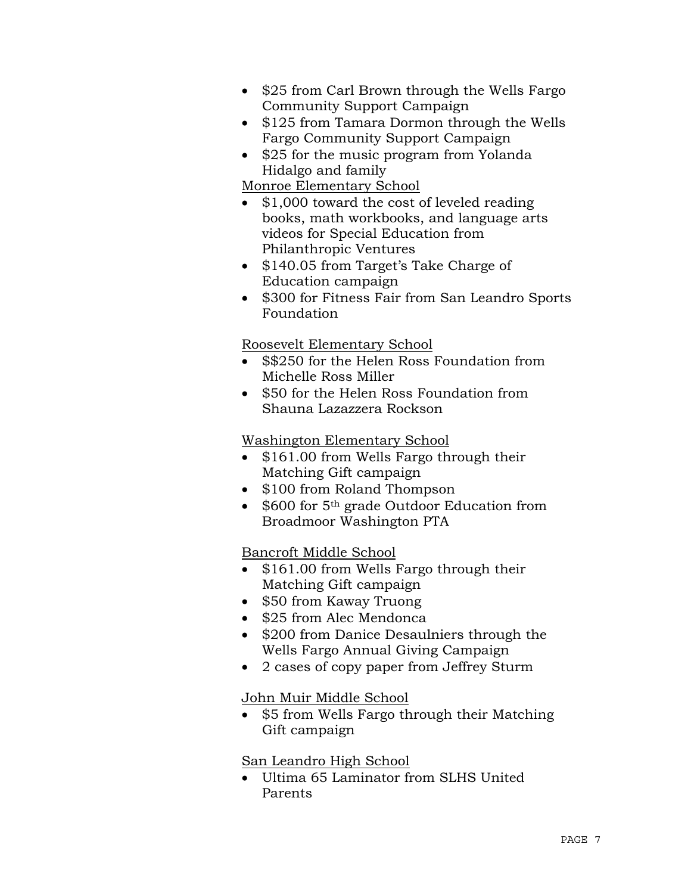- $25 from Carl Brown through the Wells Fargo Community Support Campaign
- $125 from Tamara Dormon through the Wells Fargo Community Support Campaign
- $25 for the music program from Yolanda Hidalgo and family

Monroe Elementary School

- $1,000 toward the cost of leveled reading books, math workbooks, and language arts videos for Special Education from Philanthropic Ventures
- $140.05 from Target's Take Charge of Education campaign
- $300 for Fitness Fair from San Leandro Sports Foundation

Roosevelt Elementary School

- $$250 for the Helen Ross Foundation from Michelle Ross Miller
- $50 for the Helen Ross Foundation from Shauna Lazazzera Rockson

Washington Elementary School

- $161.00 from Wells Fargo through their Matching Gift campaign
- $100 from Roland Thompson
- $600 for 5th grade Outdoor Education from Broadmoor Washington PTA

Bancroft Middle School

- $161.00 from Wells Fargo through their Matching Gift campaign
- $50 from Kaway Truong
- $25 from Alec Mendonca
- $200 from Danice Desaulniers through the Wells Fargo Annual Giving Campaign
- 2 cases of copy paper from Jeffrey Sturm

John Muir Middle School

- $5 from Wells Fargo through their Matching Gift campaign

San Leandro High School

- Ultima 65 Laminator from SLHS United Parents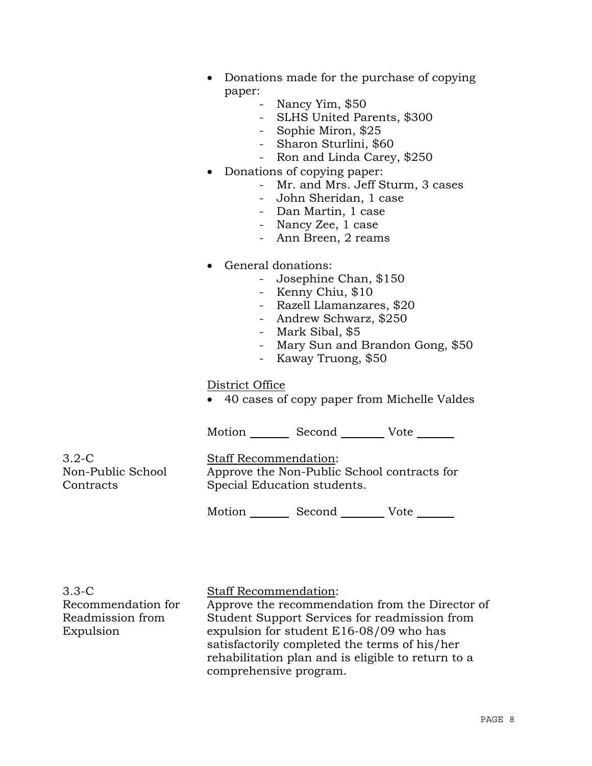- Donations made for the purchase of copying paper:
  - Nancy Yim, $50
  - SLHS United Parents, $300
  - Sophie Miron, $25
  - Sharon Sturlini, $60
  - Ron and Linda Carey, $250
- Donations of copying paper:
  - Mr. and Mrs. Jeff Sturm, 3 cases
  - John Sheridan, 1 case
  - Dan Martin, 1 case
  - Nancy Zee, 1 case
  - Ann Breen, 2 reams

- General donations:
  - Josephine Chan, $150
  - Kenny Chiu, $10
  - Razell Llamanzares, $20
  - Andrew Schwarz, $250
  - Mark Sibal, $5
  - Mary Sun and Brandon Gong, $50
  - Kaway Truong, $50

<u>District Office</u>

- 40 cases of copy paper from Michelle Valdes

Motion _______ Second ________ Vote _______

**3.2-C Non-Public School Contracts**

<u>Staff Recommendation</u>:
Approve the Non-Public School contracts for Special Education students.

Motion _______ Second ________ Vote _______

**3.3-C Recommendation for Readmission from Expulsion**

<u>Staff Recommendation</u>:
Approve the recommendation from the Director of Student Support Services for readmission from expulsion for student E16-08/09 who has satisfactorily completed the terms of his/her rehabilitation plan and is eligible to return to a comprehensive program.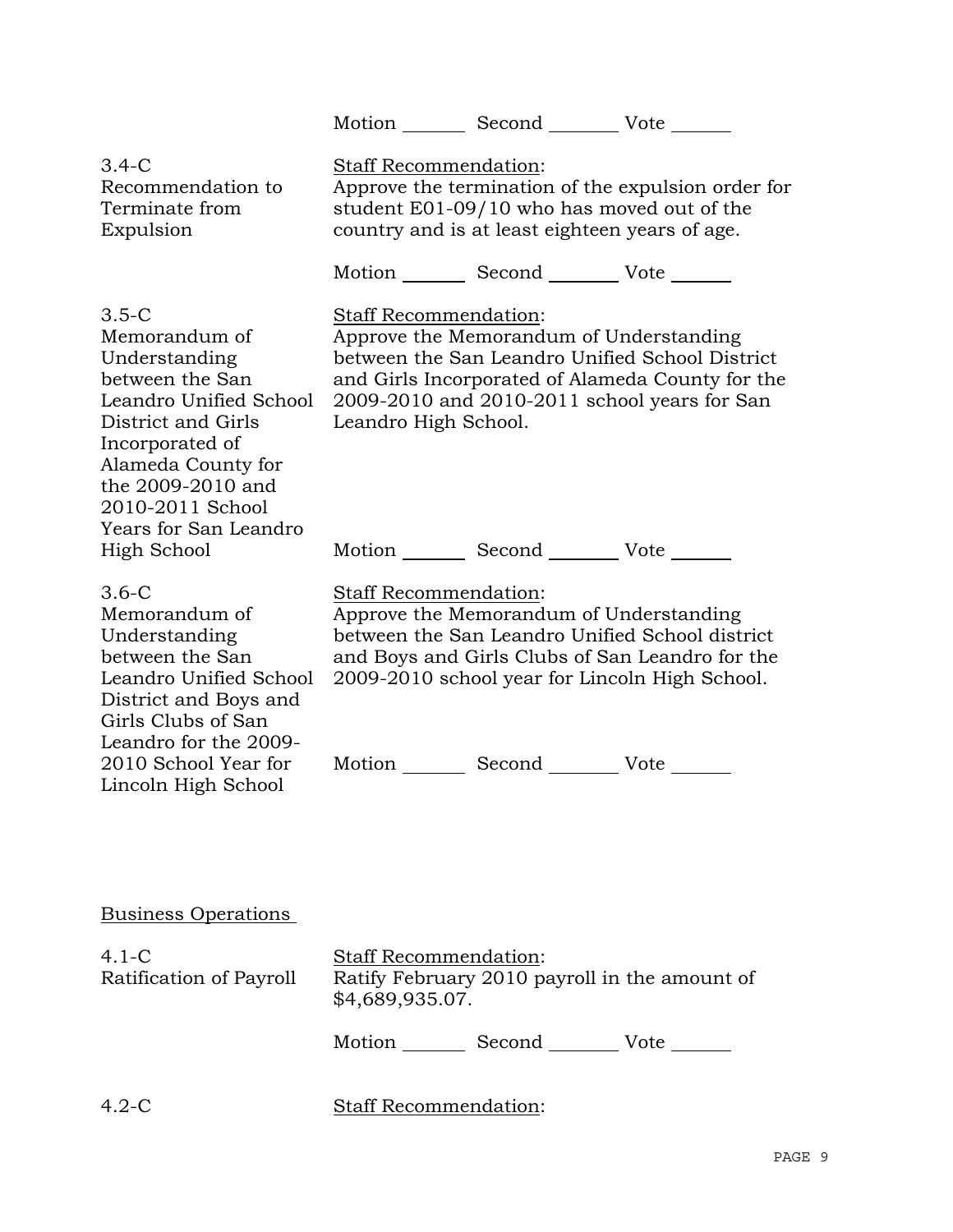Motion _______ Second _______ Vote _______

3.4-C
Recommendation to Terminate from Expulsion

Staff Recommendation:
Approve the termination of the expulsion order for student E01-09/10 who has moved out of the country and is at least eighteen years of age.

Motion _______ Second _______ Vote _______

3.5-C
Memorandum of Understanding between the San Leandro Unified School District and Girls Incorporated of Alameda County for the 2009-2010 and 2010-2011 School Years for San Leandro High School

Staff Recommendation:
Approve the Memorandum of Understanding between the San Leandro Unified School District and Girls Incorporated of Alameda County for the 2009-2010 and 2010-2011 school years for San Leandro High School.

Motion _______ Second _______ Vote _______

3.6-C
Memorandum of Understanding between the San Leandro Unified School District and Boys and Girls Clubs of San Leandro for the 2009-2010 School Year for Lincoln High School

Staff Recommendation:
Approve the Memorandum of Understanding between the San Leandro Unified School district and Boys and Girls Clubs of San Leandro for the 2009-2010 school year for Lincoln High School.

Motion _______ Second _______ Vote _______

Business Operations

4.1-C
Ratification of Payroll

Staff Recommendation:
Ratify February 2010 payroll in the amount of $4,689,935.07.

Motion _______ Second _______ Vote _______

4.2-C

Staff Recommendation: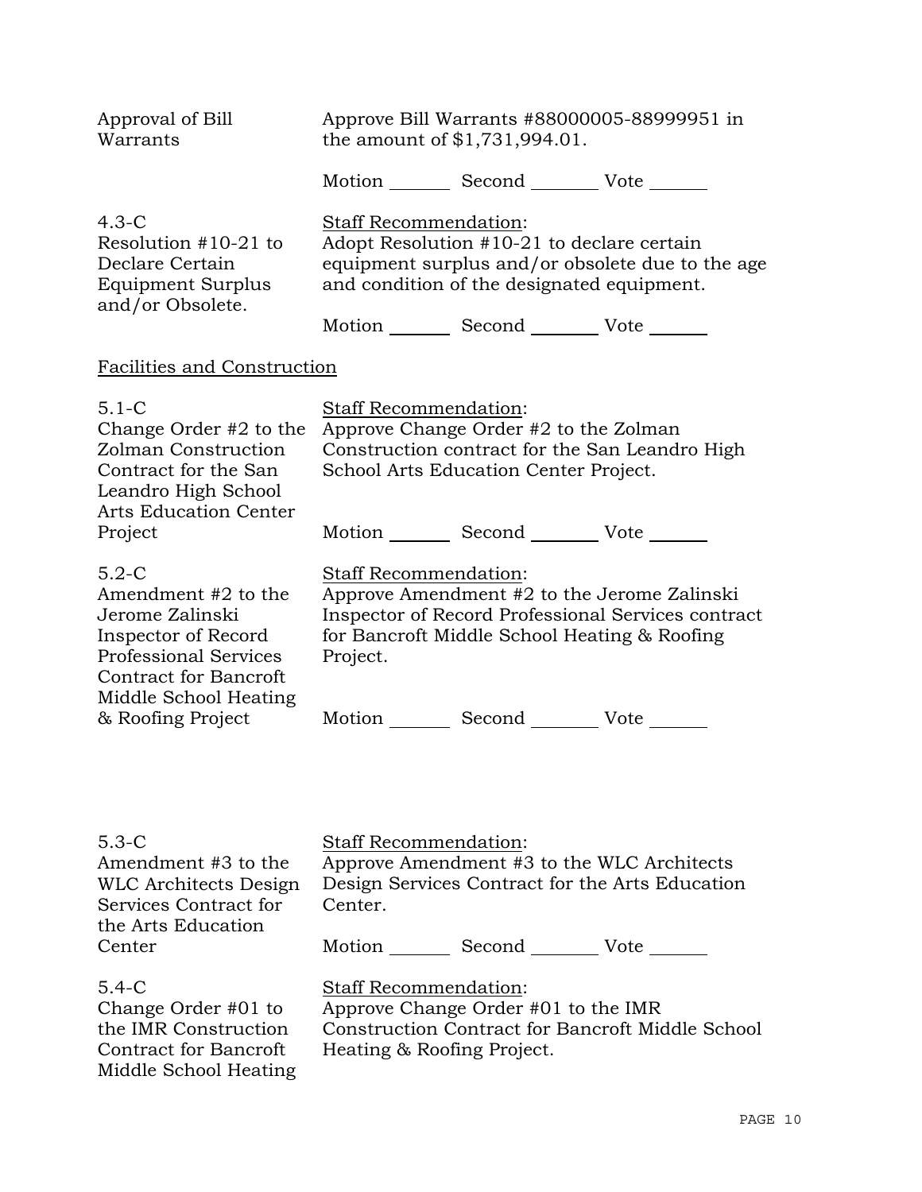Approval of Bill Warrants

Approve Bill Warrants #88000005-88999951 in the amount of $1,731,994.01.

Motion _______ Second _______ Vote _______

4.3-C
Resolution #10-21 to Declare Certain Equipment Surplus and/or Obsolete.

Staff Recommendation:
Adopt Resolution #10-21 to declare certain equipment surplus and/or obsolete due to the age and condition of the designated equipment.

Motion _______ Second _______ Vote _______

Facilities and Construction

5.1-C
Change Order #2 to the Zolman Construction Contract for the San Leandro High School Arts Education Center Project

Staff Recommendation:
Approve Change Order #2 to the Zolman Construction contract for the San Leandro High School Arts Education Center Project.

Motion _______ Second _______ Vote _______

5.2-C
Amendment #2 to the Jerome Zalinski Inspector of Record Professional Services Contract for Bancroft Middle School Heating & Roofing Project

Staff Recommendation:
Approve Amendment #2 to the Jerome Zalinski Inspector of Record Professional Services contract for Bancroft Middle School Heating & Roofing Project.

Motion _______ Second _______ Vote _______

5.3-C
Amendment #3 to the WLC Architects Design Services Contract for the Arts Education Center

Staff Recommendation:
Approve Amendment #3 to the WLC Architects Design Services Contract for the Arts Education Center.

Motion _______ Second _______ Vote _______

5.4-C
Change Order #01 to the IMR Construction Contract for Bancroft Middle School Heating

Staff Recommendation:
Approve Change Order #01 to the IMR Construction Contract for Bancroft Middle School Heating & Roofing Project.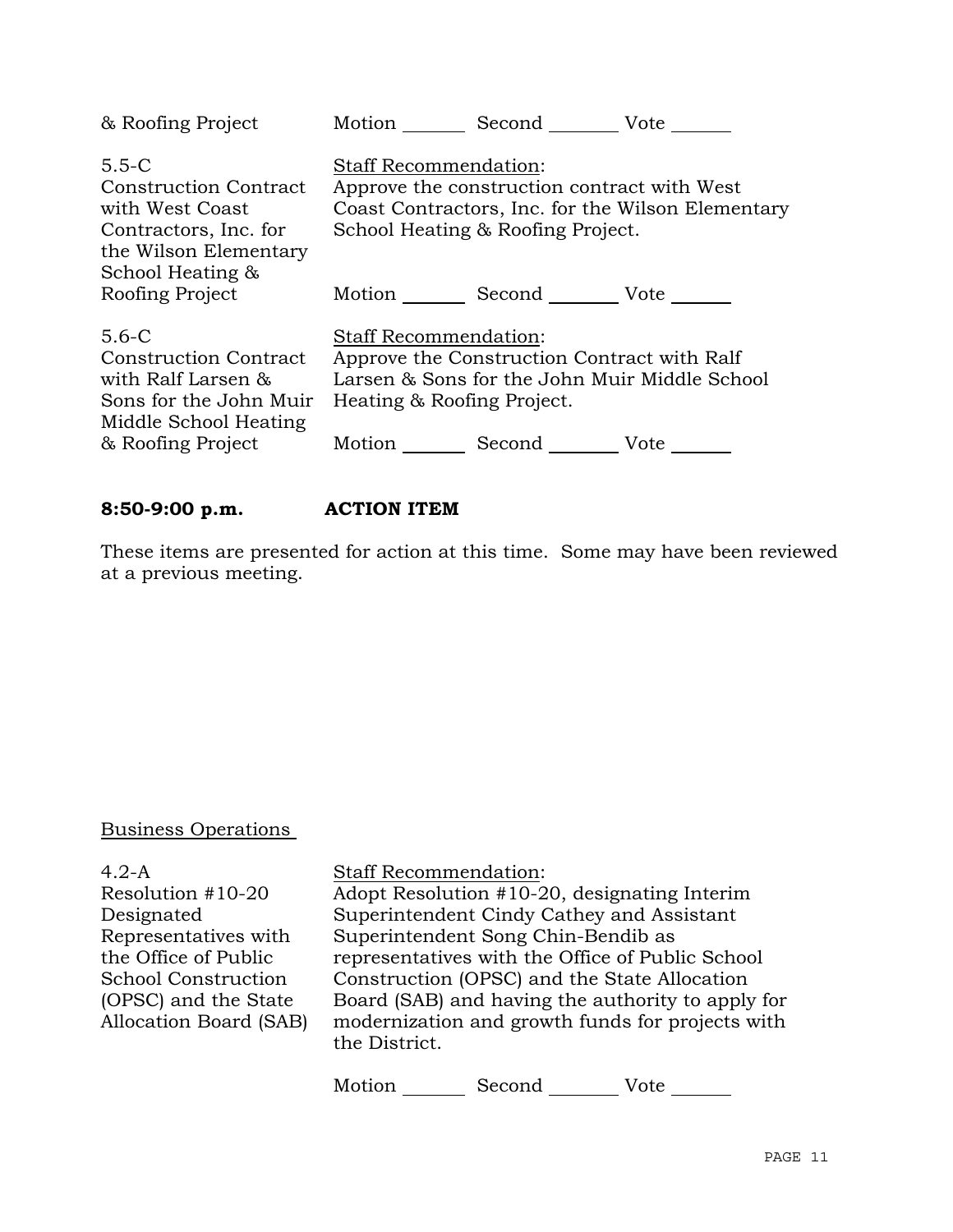| | |
|---|---|
| & Roofing Project | Motion _______ Second _______ Vote _______ |
| 5.5-C<br>Construction Contract with West Coast Contractors, Inc. for the Wilson Elementary School Heating & Roofing Project | Staff Recommendation:<br>Approve the construction contract with West Coast Contractors, Inc. for the Wilson Elementary School Heating & Roofing Project.<br><br>Motion _______ Second _______ Vote _______ |
| 5.6-C<br>Construction Contract with Ralf Larsen & Sons for the John Muir Middle School Heating & Roofing Project | Staff Recommendation:<br>Approve the Construction Contract with Ralf Larsen & Sons for the John Muir Middle School Heating & Roofing Project.<br><br>Motion _______ Second _______ Vote _______ |

**8:50-9:00 p.m. ACTION ITEM**

These items are presented for action at this time. Some may have been reviewed at a previous meeting.

Business Operations

| | |
|---|---|
| 4.2-A<br>Resolution #10-20 Designated Representatives with the Office of Public School Construction (OPSC) and the State Allocation Board (SAB) | Staff Recommendation:<br>Adopt Resolution #10-20, designating Interim Superintendent Cindy Cathey and Assistant Superintendent Song Chin-Bendib as representatives with the Office of Public School Construction (OPSC) and the State Allocation Board (SAB) and having the authority to apply for modernization and growth funds for projects with the District.<br><br>Motion _______ Second _______ Vote _______ |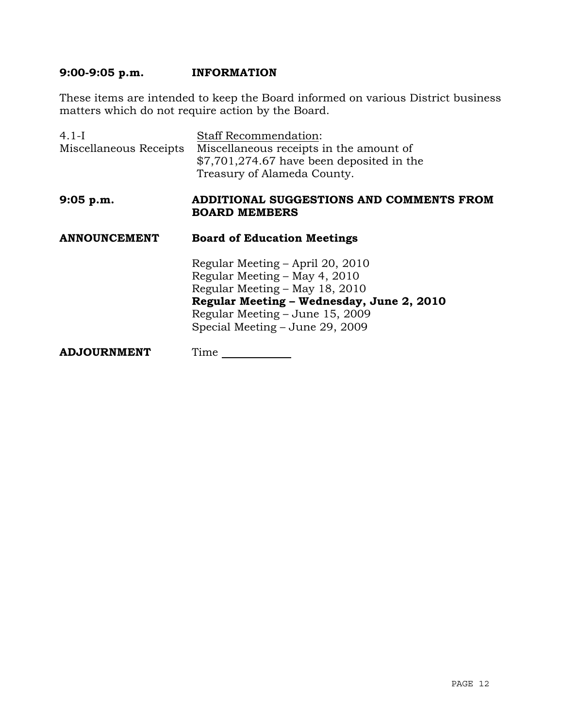**9:00-9:05 p.m.** **INFORMATION**

These items are intended to keep the Board informed on various District business matters which do not require action by the Board.

4.1-I
Miscellaneous Receipts

Staff Recommendation:
Miscellaneous receipts in the amount of $7,701,274.67 have been deposited in the Treasury of Alameda County.

**9:05 p.m.** **ADDITIONAL SUGGESTIONS AND COMMENTS FROM BOARD MEMBERS**

**ANNOUNCEMENT** **Board of Education Meetings**

Regular Meeting – April 20, 2010
Regular Meeting – May 4, 2010
Regular Meeting – May 18, 2010
**Regular Meeting – Wednesday, June 2, 2010**
Regular Meeting – June 15, 2009
Special Meeting – June 29, 2009

**ADJOURNMENT** Time ____________